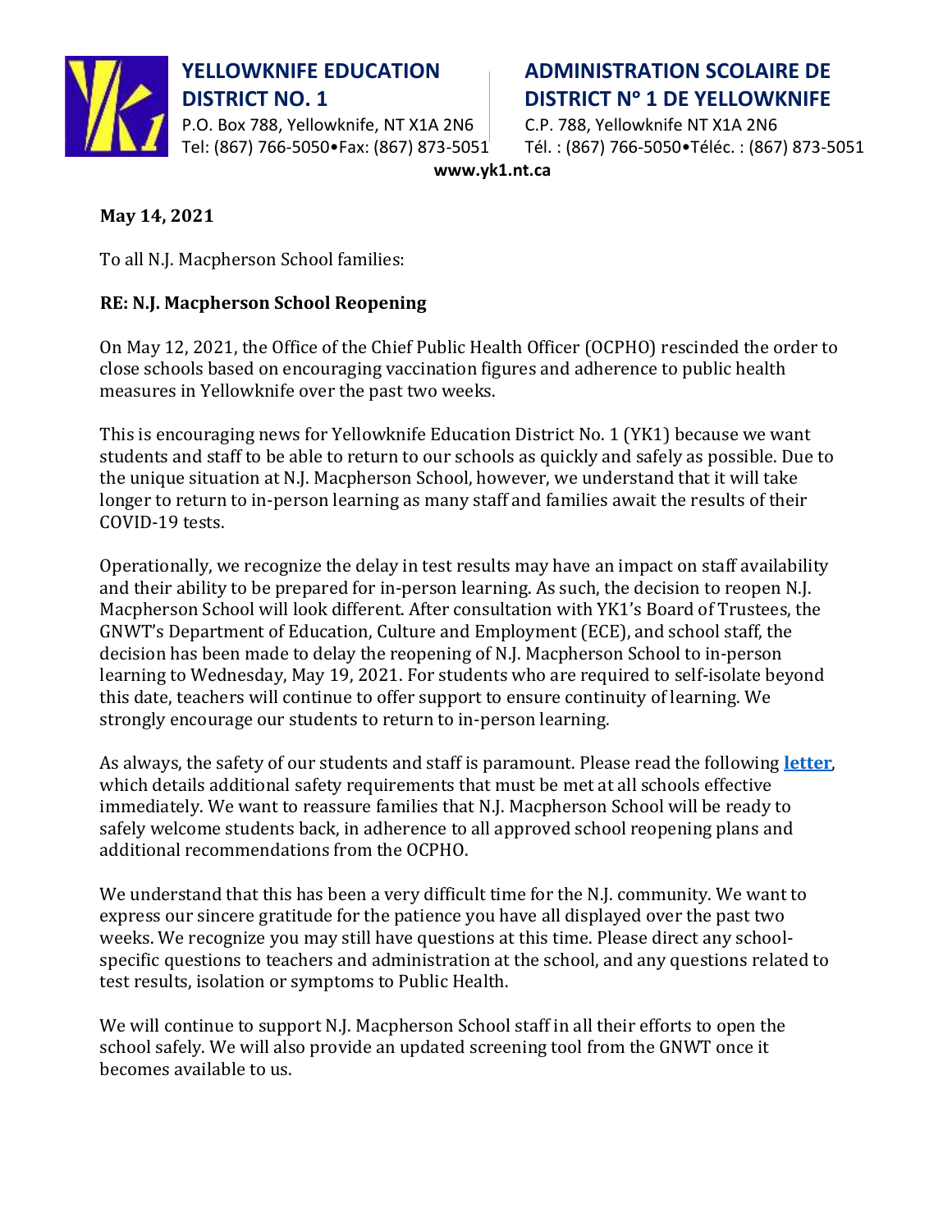**YELLOWKNIFE EDUCATION DISTRICT NO. 1**
P.O. Box 788, Yellowknife, NT X1A 2N6
Tel: (867) 766-5050•Fax: (867) 873-5051

**ADMINISTRATION SCOLAIRE DE DISTRICT Nº 1 DE YELLOWKNIFE**
C.P. 788, Yellowknife NT X1A 2N6
Tél. : (867) 766-5050•Téléc. : (867) 873-5051

**www.yk1.nt.ca**

**May 14, 2021**

To all N.J. Macpherson School families:

**RE: N.J. Macpherson School Reopening**

On May 12, 2021, the Office of the Chief Public Health Officer (OCPHO) rescinded the order to close schools based on encouraging vaccination figures and adherence to public health measures in Yellowknife over the past two weeks.

This is encouraging news for Yellowknife Education District No. 1 (YK1) because we want students and staff to be able to return to our schools as quickly and safely as possible. Due to the unique situation at N.J. Macpherson School, however, we understand that it will take longer to return to in-person learning as many staff and families await the results of their COVID-19 tests.

Operationally, we recognize the delay in test results may have an impact on staff availability and their ability to be prepared for in-person learning. As such, the decision to reopen N.J. Macpherson School will look different. After consultation with YK1's Board of Trustees, the GNWT's Department of Education, Culture and Employment (ECE), and school staff, the decision has been made to delay the reopening of N.J. Macpherson School to in-person learning to Wednesday, May 19, 2021. For students who are required to self-isolate beyond this date, teachers will continue to offer support to ensure continuity of learning. We strongly encourage our students to return to in-person learning.

As always, the safety of our students and staff is paramount. Please read the following **letter**, which details additional safety requirements that must be met at all schools effective immediately. We want to reassure families that N.J. Macpherson School will be ready to safely welcome students back, in adherence to all approved school reopening plans and additional recommendations from the OCPHO.

We understand that this has been a very difficult time for the N.J. community. We want to express our sincere gratitude for the patience you have all displayed over the past two weeks. We recognize you may still have questions at this time. Please direct any school-specific questions to teachers and administration at the school, and any questions related to test results, isolation or symptoms to Public Health.

We will continue to support N.J. Macpherson School staff in all their efforts to open the school safely. We will also provide an updated screening tool from the GNWT once it becomes available to us.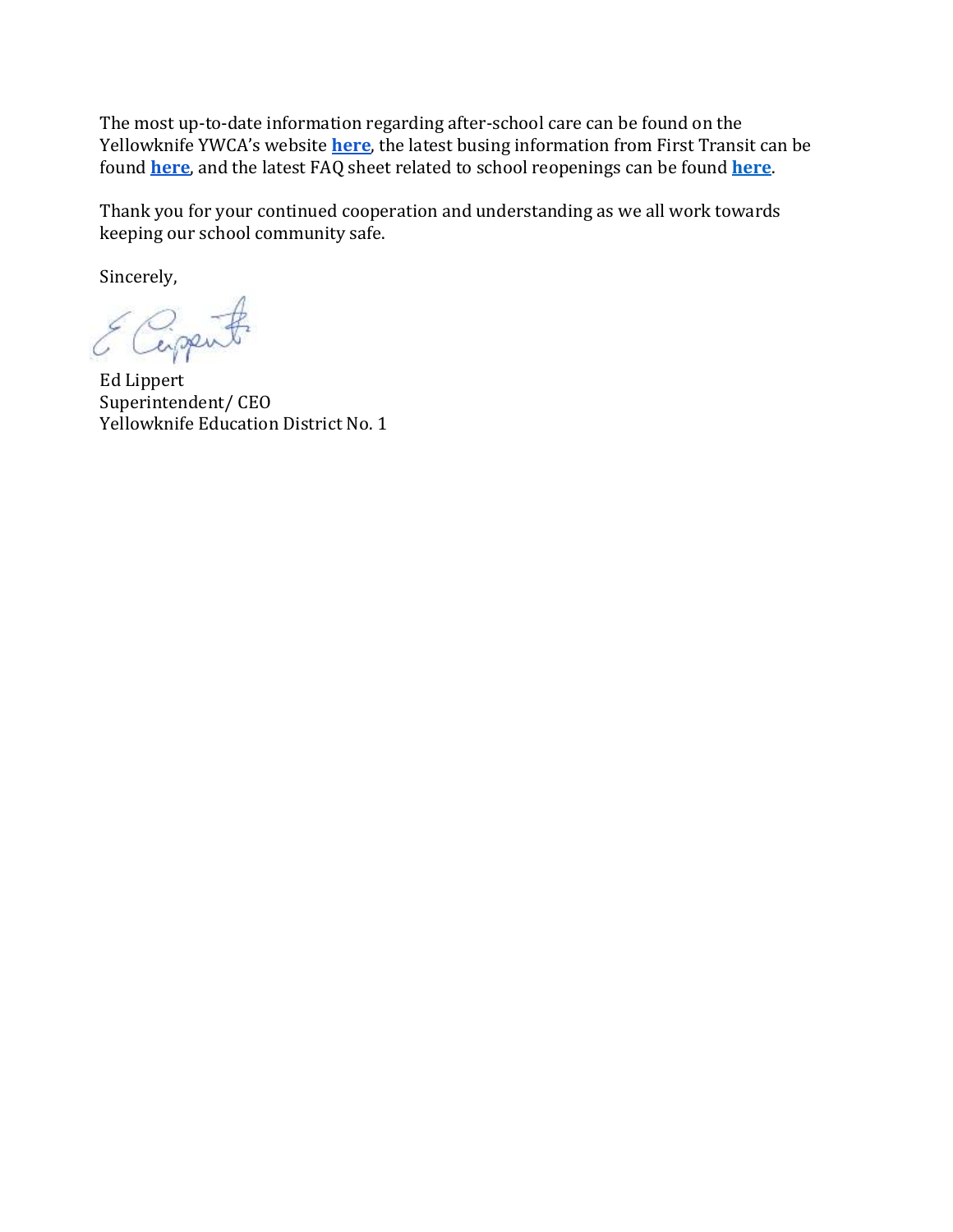The most up-to-date information regarding after-school care can be found on the Yellowknife YWCA's website **here**, the latest busing information from First Transit can be found **here**, and the latest FAQ sheet related to school reopenings can be found **here**.

Thank you for your continued cooperation and understanding as we all work towards keeping our school community safe.

Sincerely,

Ed Lippert
Superintendent/ CEO
Yellowknife Education District No. 1